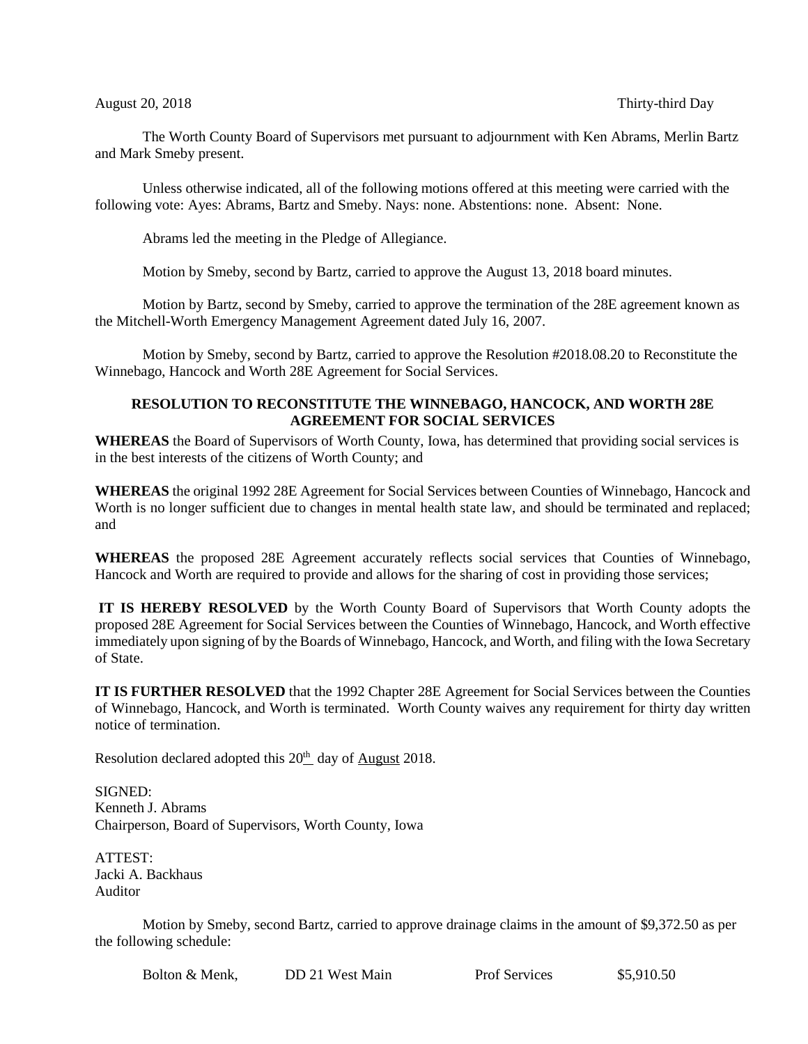August 20, 2018 Thirty-third Day

The Worth County Board of Supervisors met pursuant to adjournment with Ken Abrams, Merlin Bartz and Mark Smeby present.

Unless otherwise indicated, all of the following motions offered at this meeting were carried with the following vote: Ayes: Abrams, Bartz and Smeby. Nays: none. Abstentions: none. Absent: None.

Abrams led the meeting in the Pledge of Allegiance.

Motion by Smeby, second by Bartz, carried to approve the August 13, 2018 board minutes.

Motion by Bartz, second by Smeby, carried to approve the termination of the 28E agreement known as the Mitchell-Worth Emergency Management Agreement dated July 16, 2007.

Motion by Smeby, second by Bartz, carried to approve the Resolution #2018.08.20 to Reconstitute the Winnebago, Hancock and Worth 28E Agreement for Social Services.

**RESOLUTION TO RECONSTITUTE THE WINNEBAGO, HANCOCK, AND WORTH 28E AGREEMENT FOR SOCIAL SERVICES**

**WHEREAS** the Board of Supervisors of Worth County, Iowa, has determined that providing social services is in the best interests of the citizens of Worth County; and

**WHEREAS** the original 1992 28E Agreement for Social Services between Counties of Winnebago, Hancock and Worth is no longer sufficient due to changes in mental health state law, and should be terminated and replaced; and

**WHEREAS** the proposed 28E Agreement accurately reflects social services that Counties of Winnebago, Hancock and Worth are required to provide and allows for the sharing of cost in providing those services;

**IT IS HEREBY RESOLVED** by the Worth County Board of Supervisors that Worth County adopts the proposed 28E Agreement for Social Services between the Counties of Winnebago, Hancock, and Worth effective immediately upon signing of by the Boards of Winnebago, Hancock, and Worth, and filing with the Iowa Secretary of State.

**IT IS FURTHER RESOLVED** that the 1992 Chapter 28E Agreement for Social Services between the Counties of Winnebago, Hancock, and Worth is terminated. Worth County waives any requirement for thirty day written notice of termination.

Resolution declared adopted this 20th day of August 2018.

SIGNED:
Kenneth J. Abrams
Chairperson, Board of Supervisors, Worth County, Iowa

ATTEST:
Jacki A. Backhaus
Auditor

Motion by Smeby, second Bartz, carried to approve drainage claims in the amount of $9,372.50 as per the following schedule:

| | | | |
|---|---|---|---|
| Bolton & Menk, | DD 21 West Main | Prof Services | $5,910.50 |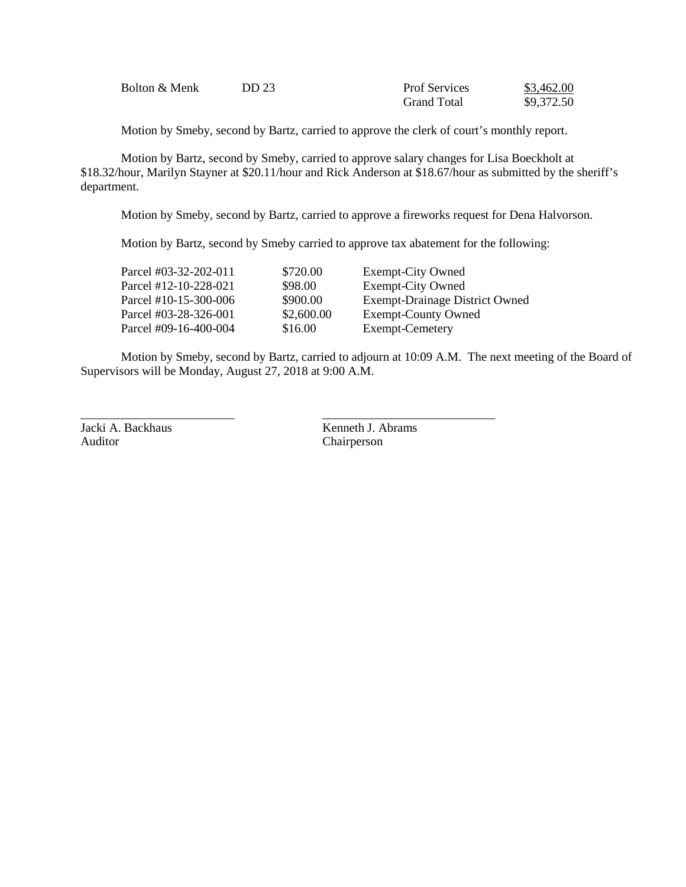| | | | |
|---|---|---|---|
| Bolton & Menk | DD 23 | Prof Services | $3,462.00 |
| | | Grand Total | $9,372.50 |

Motion by Smeby, second by Bartz, carried to approve the clerk of court's monthly report.

Motion by Bartz, second by Smeby, carried to approve salary changes for Lisa Boeckholt at $18.32/hour, Marilyn Stayner at $20.11/hour and Rick Anderson at $18.67/hour as submitted by the sheriff's department.

Motion by Smeby, second by Bartz, carried to approve a fireworks request for Dena Halvorson.

Motion by Bartz, second by Smeby carried to approve tax abatement for the following:

| | | |
|---|---|---|
| Parcel #03-32-202-011 | $720.00 | Exempt-City Owned |
| Parcel #12-10-228-021 | $98.00 | Exempt-City Owned |
| Parcel #10-15-300-006 | $900.00 | Exempt-Drainage District Owned |
| Parcel #03-28-326-001 | $2,600.00 | Exempt-County Owned |
| Parcel #09-16-400-004 | $16.00 | Exempt-Cemetery |

Motion by Smeby, second by Bartz, carried to adjourn at 10:09 A.M. The next meeting of the Board of Supervisors will be Monday, August 27, 2018 at 9:00 A.M.

_________________________

Jacki A. Backhaus
Auditor

_____________________________

Kenneth J. Abrams
Chairperson